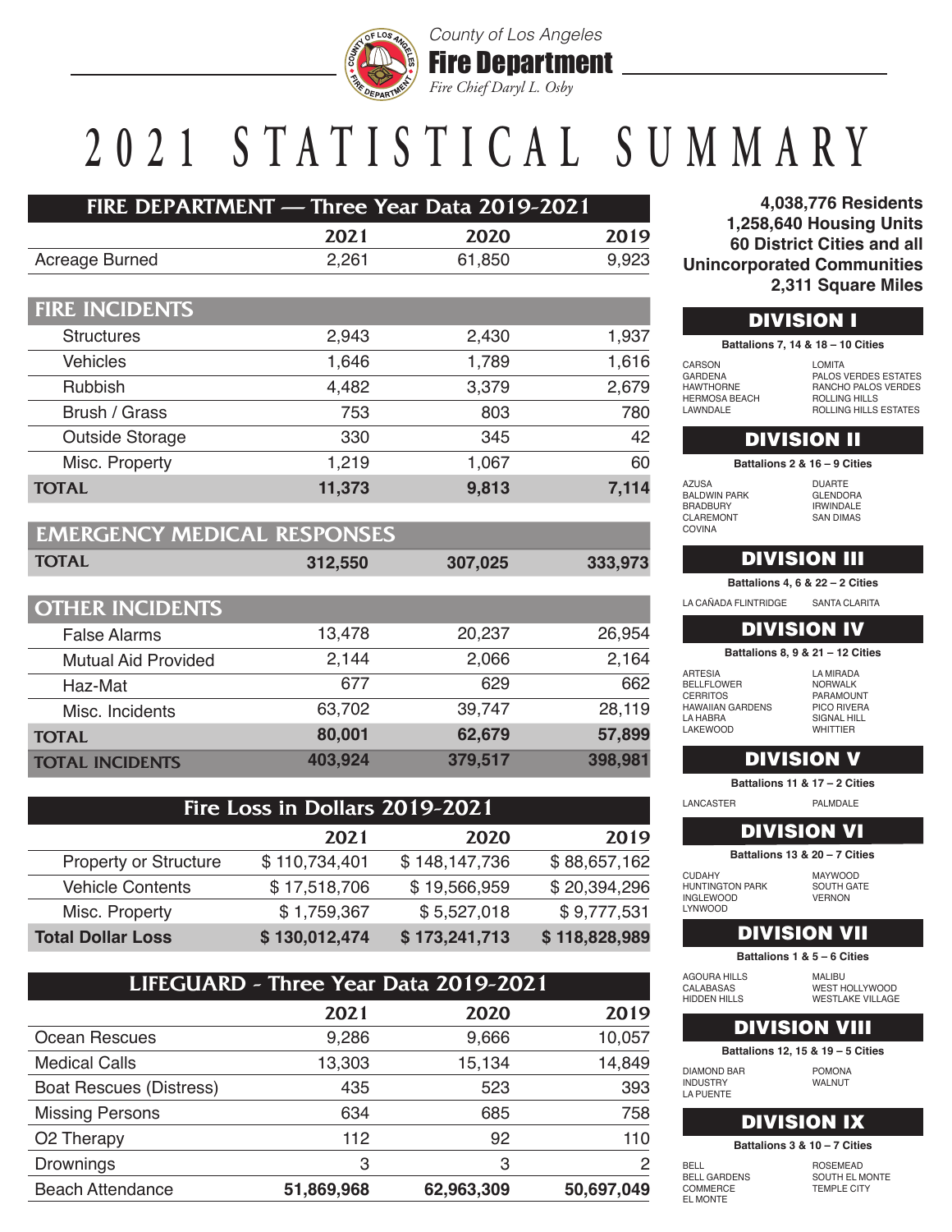County of Los Angeles

**Fire Department**

*Fire Chief Daryl L. Osby*

# 2021 STATISTICAL SUMMARY

## FIRE DEPARTMENT — Three Year Data 2019-2021

| | 2021 | 2020 | 2019 |
|---|---|---|---|
| Acreage Burned | 2,261 | 61,850 | 9,923 |
| **FIRE INCIDENTS** | | | |
| Structures | 2,943 | 2,430 | 1,937 |
| Vehicles | 1,646 | 1,789 | 1,616 |
| Rubbish | 4,482 | 3,379 | 2,679 |
| Brush / Grass | 753 | 803 | 780 |
| Outside Storage | 330 | 345 | 42 |
| Misc. Property | 1,219 | 1,067 | 60 |
| **TOTAL** | **11,373** | **9,813** | **7,114** |
| **EMERGENCY MEDICAL RESPONSES** | | | |
| **TOTAL** | **312,550** | **307,025** | **333,973** |
| **OTHER INCIDENTS** | | | |
| False Alarms | 13,478 | 20,237 | 26,954 |
| Mutual Aid Provided | 2,144 | 2,066 | 2,164 |
| Haz-Mat | 677 | 629 | 662 |
| Misc. Incidents | 63,702 | 39,747 | 28,119 |
| **TOTAL** | **80,001** | **62,679** | **57,899** |
| **TOTAL INCIDENTS** | **403,924** | **379,517** | **398,981** |

## Fire Loss in Dollars 2019-2021

| | 2021 | 2020 | 2019 |
|---|---|---|---|
| Property or Structure | $ 110,734,401 | $ 148,147,736 | $ 88,657,162 |
| Vehicle Contents | $ 17,518,706 | $ 19,566,959 | $ 20,394,296 |
| Misc. Property | $ 1,759,367 | $ 5,527,018 | $ 9,777,531 |
| **Total Dollar Loss** | **$ 130,012,474** | **$ 173,241,713** | **$ 118,828,989** |

## LIFEGUARD - Three Year Data 2019-2021

| | 2021 | 2020 | 2019 |
|---|---|---|---|
| Ocean Rescues | 9,286 | 9,666 | 10,057 |
| Medical Calls | 13,303 | 15,134 | 14,849 |
| Boat Rescues (Distress) | 435 | 523 | 393 |
| Missing Persons | 634 | 685 | 758 |
| O2 Therapy | 112 | 92 | 110 |
| Drownings | 3 | 3 | 2 |
| Beach Attendance | **51,869,968** | **62,963,309** | **50,697,049** |

**4,038,776 Residents**
**1,258,640 Housing Units**
**60 District Cities and all Unincorporated Communities**
**2,311 Square Miles**

## DIVISION I

**Battalions 7, 14 & 18 – 10 Cities**

CARSON, GARDENA, HAWTHORNE, HERMOSA BEACH, LAWNDALE, LOMITA, PALOS VERDES ESTATES, RANCHO PALOS VERDES, ROLLING HILLS, ROLLING HILLS ESTATES

## DIVISION II

**Battalions 2 & 16 – 9 Cities**

AZUSA, BALDWIN PARK, BRADBURY, CLAREMONT, COVINA, DUARTE, GLENDORA, IRWINDALE, SAN DIMAS

## DIVISION III

**Battalions 4, 6 & 22 – 2 Cities**

LA CAÑADA FLINTRIDGE, SANTA CLARITA

## DIVISION IV

**Battalions 8, 9 & 21 – 12 Cities**

ARTESIA, BELLFLOWER, CERRITOS, HAWAIIAN GARDENS, LA HABRA, LAKEWOOD, LA MIRADA, NORWALK, PARAMOUNT, PICO RIVERA, SIGNAL HILL, WHITTIER

## DIVISION V

**Battalions 11 & 17 – 2 Cities**

LANCASTER, PALMDALE

## DIVISION VI

**Battalions 13 & 20 – 7 Cities**

CUDAHY, HUNTINGTON PARK, INGLEWOOD, LYNWOOD, MAYWOOD, SOUTH GATE, VERNON

## DIVISION VII

**Battalions 1 & 5 – 6 Cities**

AGOURA HILLS, CALABASAS, HIDDEN HILLS, MALIBU, WEST HOLLYWOOD, WESTLAKE VILLAGE

## DIVISION VIII

**Battalions 12, 15 & 19 – 5 Cities**

DIAMOND BAR, INDUSTRY, LA PUENTE, POMONA, WALNUT

## DIVISION IX

**Battalions 3 & 10 – 7 Cities**

BELL, BELL GARDENS, COMMERCE, EL MONTE, ROSEMEAD, SOUTH EL MONTE, TEMPLE CITY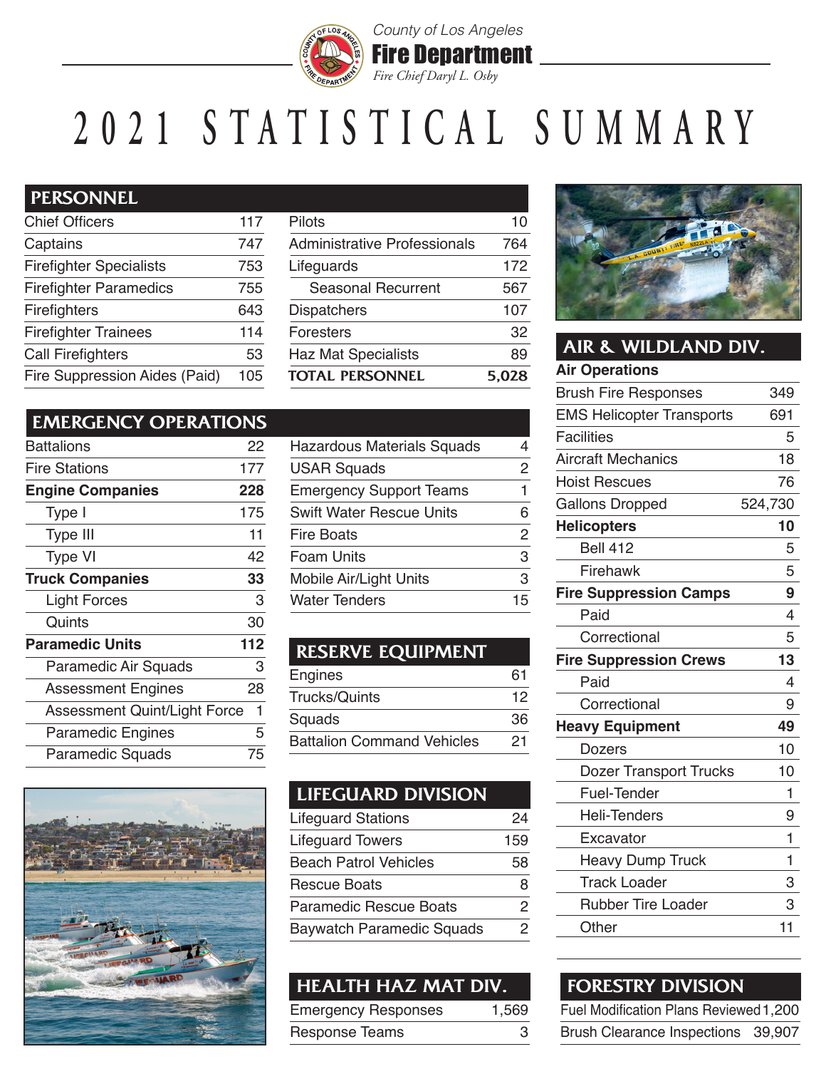County of Los Angeles

**Fire Department**

*Fire Chief Daryl L. Osby*

# 2021 STATISTICAL SUMMARY

## PERSONNEL

| | |
|---|---|
| Chief Officers | 117 |
| Captains | 747 |
| Firefighter Specialists | 753 |
| Firefighter Paramedics | 755 |
| Firefighters | 643 |
| Firefighter Trainees | 114 |
| Call Firefighters | 53 |
| Fire Suppression Aides (Paid) | 105 |
| Pilots | 10 |
| Administrative Professionals | 764 |
| Lifeguards | 172 |
| Seasonal Recurrent | 567 |
| Dispatchers | 107 |
| Foresters | 32 |
| Haz Mat Specialists | 89 |
| **TOTAL PERSONNEL** | **5,028** |

## EMERGENCY OPERATIONS

| | |
|---|---|
| Battalions | 22 |
| Fire Stations | 177 |
| **Engine Companies** | **228** |
| Type I | 175 |
| Type III | 11 |
| Type VI | 42 |
| **Truck Companies** | **33** |
| Light Forces | 3 |
| Quints | 30 |
| **Paramedic Units** | **112** |
| Paramedic Air Squads | 3 |
| Assessment Engines | 28 |
| Assessment Quint/Light Force | 1 |
| Paramedic Engines | 5 |
| Paramedic Squads | 75 |
| Hazardous Materials Squads | 4 |
| USAR Squads | 2 |
| Emergency Support Teams | 1 |
| Swift Water Rescue Units | 6 |
| Fire Boats | 2 |
| Foam Units | 3 |
| Mobile Air/Light Units | 3 |
| Water Tenders | 15 |

## RESERVE EQUIPMENT

| | |
|---|---|
| Engines | 61 |
| Trucks/Quints | 12 |
| Squads | 36 |
| Battalion Command Vehicles | 21 |

## LIFEGUARD DIVISION

| | |
|---|---|
| Lifeguard Stations | 24 |
| Lifeguard Towers | 159 |
| Beach Patrol Vehicles | 58 |
| Rescue Boats | 8 |
| Paramedic Rescue Boats | 2 |
| Baywatch Paramedic Squads | 2 |

## HEALTH HAZ MAT DIV.

| | |
|---|---|
| Emergency Responses | 1,569 |
| Response Teams | 3 |

## AIR & WILDLAND DIV.

**Air Operations**

| | |
|---|---|
| Brush Fire Responses | 349 |
| EMS Helicopter Transports | 691 |
| Facilities | 5 |
| Aircraft Mechanics | 18 |
| Hoist Rescues | 76 |
| Gallons Dropped | 524,730 |
| **Helicopters** | **10** |
| Bell 412 | 5 |
| Firehawk | 5 |
| **Fire Suppression Camps** | **9** |
| Paid | 4 |
| Correctional | 5 |
| **Fire Suppression Crews** | **13** |
| Paid | 4 |
| Correctional | 9 |
| **Heavy Equipment** | **49** |
| Dozers | 10 |
| Dozer Transport Trucks | 10 |
| Fuel-Tender | 1 |
| Heli-Tenders | 9 |
| Excavator | 1 |
| Heavy Dump Truck | 1 |
| Track Loader | 3 |
| Rubber Tire Loader | 3 |
| Other | 11 |

## FORESTRY DIVISION

| | |
|---|---|
| Fuel Modification Plans Reviewed | 1,200 |
| Brush Clearance Inspections | 39,907 |